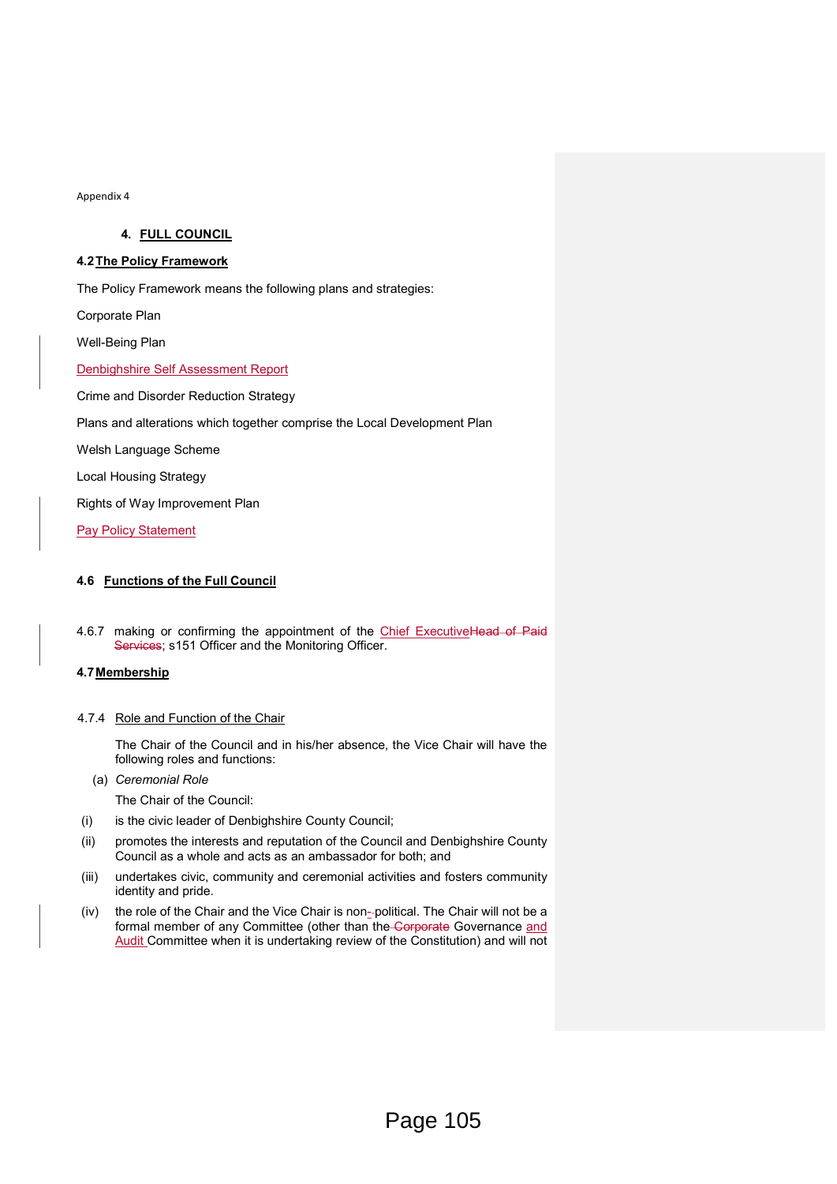Appendix 4

## 4. FULL COUNCIL

### 4.2 The Policy Framework

The Policy Framework means the following plans and strategies:

Corporate Plan

Well-Being Plan

Denbighshire Self Assessment Report

Crime and Disorder Reduction Strategy

Plans and alterations which together comprise the Local Development Plan

Welsh Language Scheme

Local Housing Strategy

Rights of Way Improvement Plan

Pay Policy Statement

### 4.6 Functions of the Full Council

4.6.7 making or confirming the appointment of the Chief ExecutiveHead of Paid Services; s151 Officer and the Monitoring Officer.

### 4.7 Membership

4.7.4 Role and Function of the Chair

The Chair of the Council and in his/her absence, the Vice Chair will have the following roles and functions:

(a) *Ceremonial Role*

The Chair of the Council:

(i) is the civic leader of Denbighshire County Council;

(ii) promotes the interests and reputation of the Council and Denbighshire County Council as a whole and acts as an ambassador for both; and

(iii) undertakes civic, community and ceremonial activities and fosters community identity and pride.

(iv) the role of the Chair and the Vice Chair is non- political. The Chair will not be a formal member of any Committee (other than the Corporate Governance and Audit Committee when it is undertaking review of the Constitution) and will not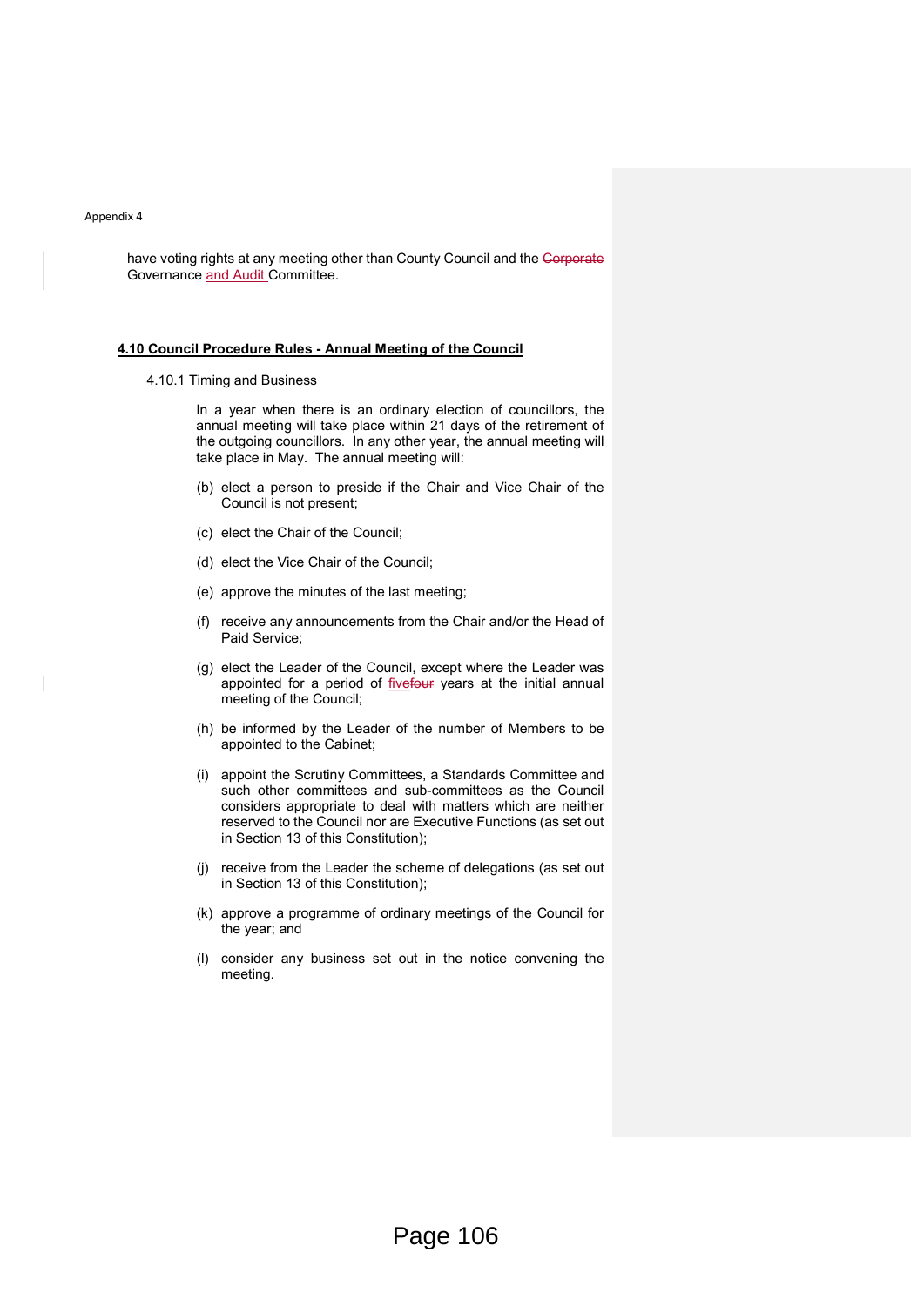have voting rights at any meeting other than County Council and the ~~Corporate~~ Governance and Audit Committee.

**4.10 Council Procedure Rules - Annual Meeting of the Council**

4.10.1 Timing and Business

In a year when there is an ordinary election of councillors, the annual meeting will take place within 21 days of the retirement of the outgoing councillors. In any other year, the annual meeting will take place in May. The annual meeting will:

(b) elect a person to preside if the Chair and Vice Chair of the Council is not present;

(c) elect the Chair of the Council;

(d) elect the Vice Chair of the Council;

(e) approve the minutes of the last meeting;

(f) receive any announcements from the Chair and/or the Head of Paid Service;

(g) elect the Leader of the Council, except where the Leader was appointed for a period of five~~four~~ years at the initial annual meeting of the Council;

(h) be informed by the Leader of the number of Members to be appointed to the Cabinet;

(i) appoint the Scrutiny Committees, a Standards Committee and such other committees and sub-committees as the Council considers appropriate to deal with matters which are neither reserved to the Council nor are Executive Functions (as set out in Section 13 of this Constitution);

(j) receive from the Leader the scheme of delegations (as set out in Section 13 of this Constitution);

(k) approve a programme of ordinary meetings of the Council for the year; and

(l) consider any business set out in the notice convening the meeting.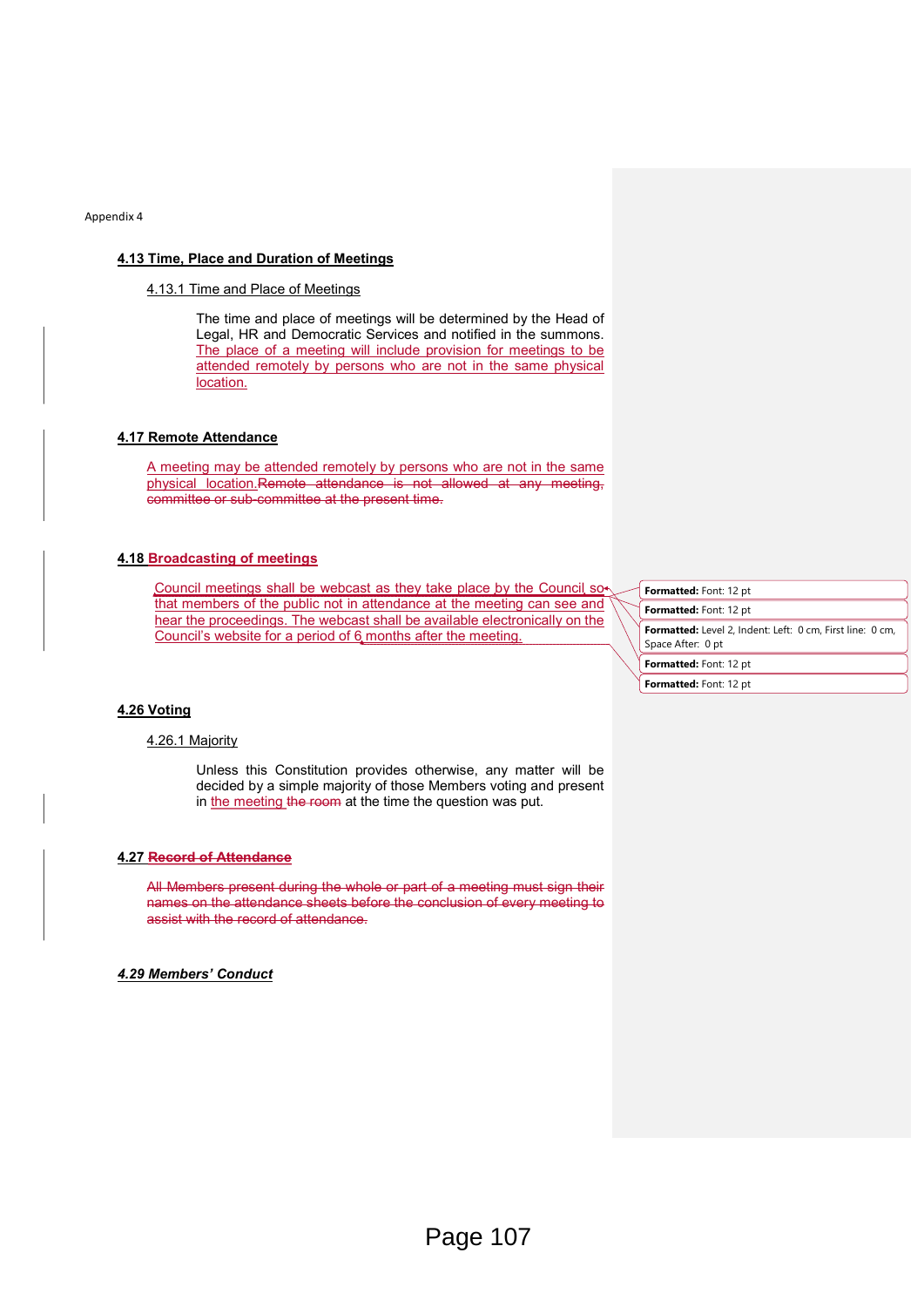Appendix 4

### 4.13 Time, Place and Duration of Meetings

4.13.1 Time and Place of Meetings

The time and place of meetings will be determined by the Head of Legal, HR and Democratic Services and notified in the summons. The place of a meeting will include provision for meetings to be attended remotely by persons who are not in the same physical location.

### 4.17 Remote Attendance

A meeting may be attended remotely by persons who are not in the same physical location.~~Remote attendance is not allowed at any meeting, committee or sub-committee at the present time.~~

### 4.18 Broadcasting of meetings

Council meetings shall be webcast as they take place by the Council so that members of the public not in attendance at the meeting can see and hear the proceedings. The webcast shall be available electronically on the Council's website for a period of 6 months after the meeting.

**Formatted:** Font: 12 pt

**Formatted:** Font: 12 pt

**Formatted:** Level 2, Indent: Left: 0 cm, First line: 0 cm, Space After: 0 pt

**Formatted:** Font: 12 pt

**Formatted:** Font: 12 pt

### 4.26 Voting

4.26.1 Majority

Unless this Constitution provides otherwise, any matter will be decided by a simple majority of those Members voting and present in the meeting ~~the room~~ at the time the question was put.

### 4.27 ~~Record of Attendance~~

~~All Members present during the whole or part of a meeting must sign their names on the attendance sheets before the conclusion of every meeting to assist with the record of attendance.~~

### *4.29 Members' Conduct*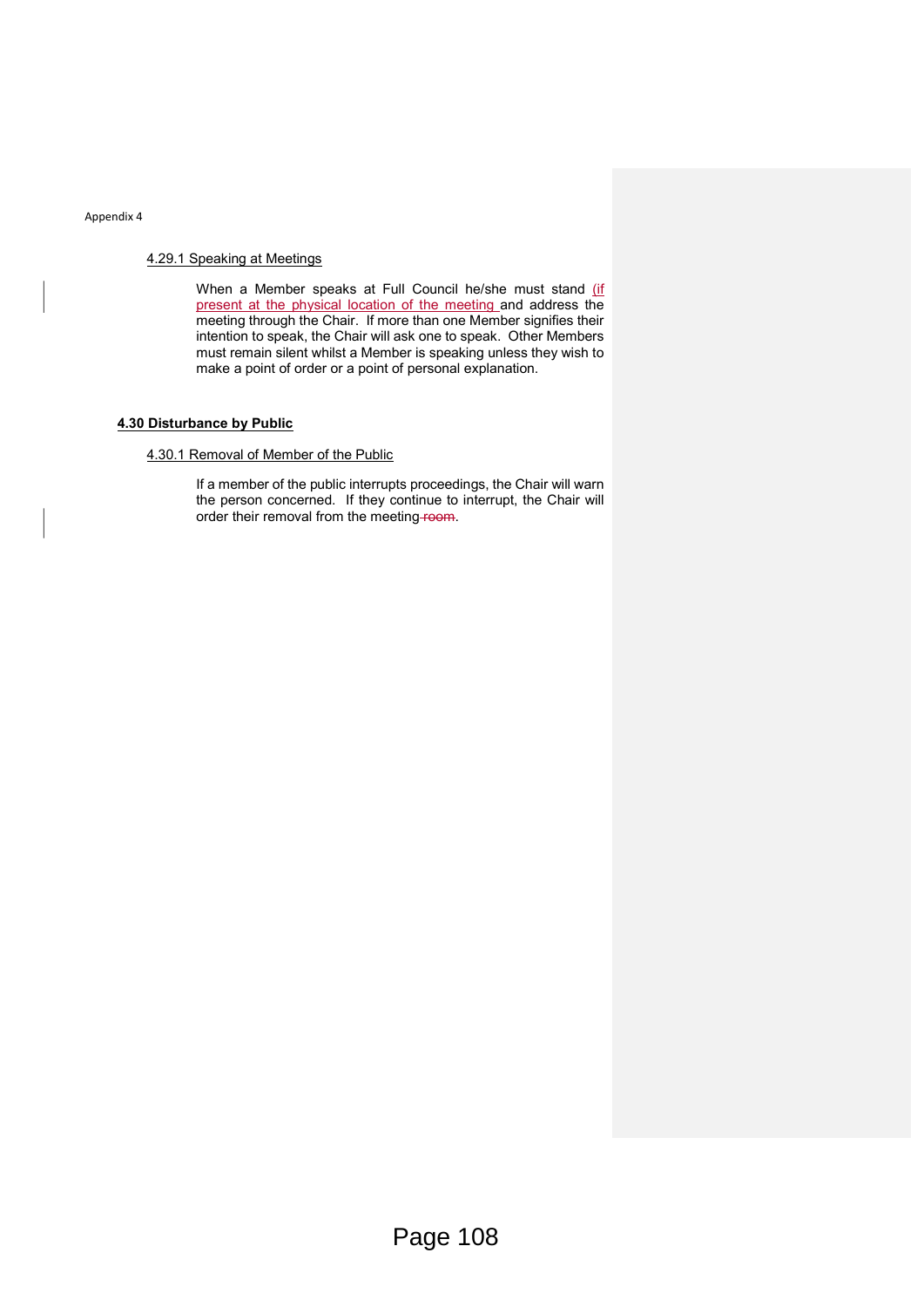Appendix 4

4.29.1 Speaking at Meetings

When a Member speaks at Full Council he/she must stand (if present at the physical location of the meeting and address the meeting through the Chair. If more than one Member signifies their intention to speak, the Chair will ask one to speak. Other Members must remain silent whilst a Member is speaking unless they wish to make a point of order or a point of personal explanation.

## 4.30 Disturbance by Public

4.30.1 Removal of Member of the Public

If a member of the public interrupts proceedings, the Chair will warn the person concerned. If they continue to interrupt, the Chair will order their removal from the meeting ~~room~~.